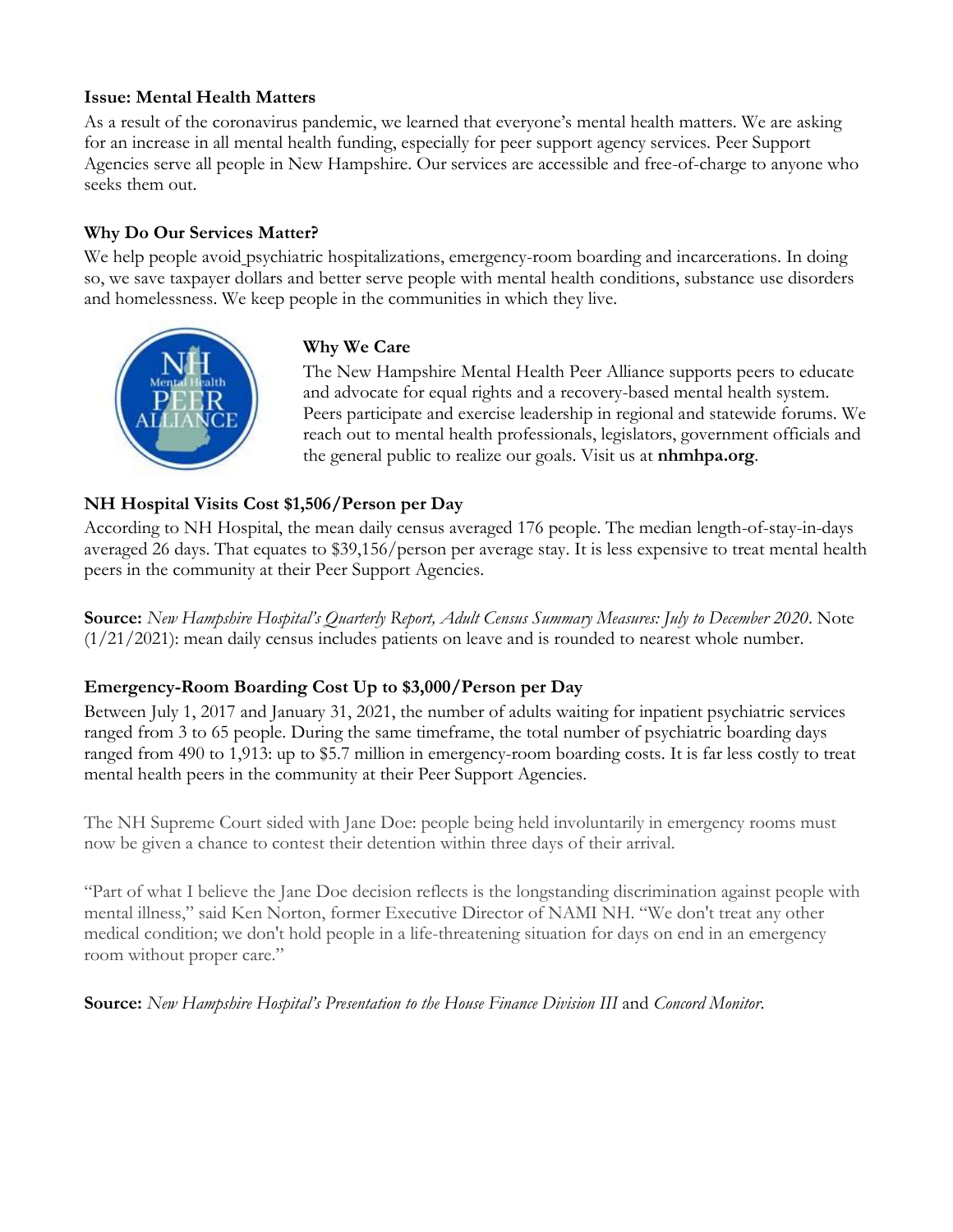**Issue: Mental Health Matters**

As a result of the coronavirus pandemic, we learned that everyone's mental health matters. We are asking for an increase in all mental health funding, especially for peer support agency services. Peer Support Agencies serve all people in New Hampshire. Our services are accessible and free-of-charge to anyone who seeks them out.

**Why Do Our Services Matter?**

We help people avoid psychiatric hospitalizations, emergency-room boarding and incarcerations. In doing so, we save taxpayer dollars and better serve people with mental health conditions, substance use disorders and homelessness. We keep people in the communities in which they live.

**Why We Care**

The New Hampshire Mental Health Peer Alliance supports peers to educate and advocate for equal rights and a recovery-based mental health system. Peers participate and exercise leadership in regional and statewide forums. We reach out to mental health professionals, legislators, government officials and the general public to realize our goals. Visit us at **nhmhpa.org**.

**NH Hospital Visits Cost $1,506/Person per Day**

According to NH Hospital, the mean daily census averaged 176 people. The median length-of-stay-in-days averaged 26 days. That equates to $39,156/person per average stay. It is less expensive to treat mental health peers in the community at their Peer Support Agencies.

**Source:** *New Hampshire Hospital's Quarterly Report, Adult Census Summary Measures: July to December 2020*. Note (1/21/2021): mean daily census includes patients on leave and is rounded to nearest whole number.

**Emergency-Room Boarding Cost Up to $3,000/Person per Day**

Between July 1, 2017 and January 31, 2021, the number of adults waiting for inpatient psychiatric services ranged from 3 to 65 people. During the same timeframe, the total number of psychiatric boarding days ranged from 490 to 1,913: up to $5.7 million in emergency-room boarding costs. It is far less costly to treat mental health peers in the community at their Peer Support Agencies.

The NH Supreme Court sided with Jane Doe: people being held involuntarily in emergency rooms must now be given a chance to contest their detention within three days of their arrival.

"Part of what I believe the Jane Doe decision reflects is the longstanding discrimination against people with mental illness," said Ken Norton, former Executive Director of NAMI NH. "We don't treat any other medical condition; we don't hold people in a life-threatening situation for days on end in an emergency room without proper care."

**Source:** *New Hampshire Hospital's Presentation to the House Finance Division III* and *Concord Monitor*.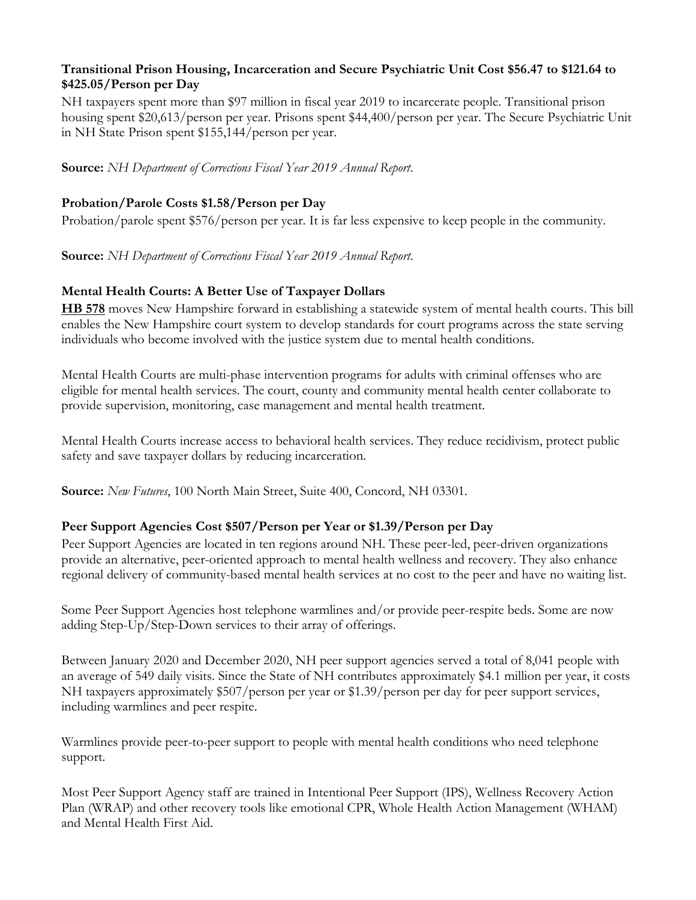### Transitional Prison Housing, Incarceration and Secure Psychiatric Unit Cost $56.47 to $121.64 to $425.05/Person per Day

NH taxpayers spent more than $97 million in fiscal year 2019 to incarcerate people. Transitional prison housing spent $20,613/person per year. Prisons spent $44,400/person per year. The Secure Psychiatric Unit in NH State Prison spent $155,144/person per year.

**Source:** *NH Department of Corrections Fiscal Year 2019 Annual Report.*

### Probation/Parole Costs $1.58/Person per Day

Probation/parole spent $576/person per year. It is far less expensive to keep people in the community.

**Source:** *NH Department of Corrections Fiscal Year 2019 Annual Report.*

### Mental Health Courts: A Better Use of Taxpayer Dollars

**HB 578** moves New Hampshire forward in establishing a statewide system of mental health courts. This bill enables the New Hampshire court system to develop standards for court programs across the state serving individuals who become involved with the justice system due to mental health conditions.

Mental Health Courts are multi-phase intervention programs for adults with criminal offenses who are eligible for mental health services. The court, county and community mental health center collaborate to provide supervision, monitoring, case management and mental health treatment.

Mental Health Courts increase access to behavioral health services. They reduce recidivism, protect public safety and save taxpayer dollars by reducing incarceration.

**Source:** *New Futures*, 100 North Main Street, Suite 400, Concord, NH 03301.

### Peer Support Agencies Cost $507/Person per Year or $1.39/Person per Day

Peer Support Agencies are located in ten regions around NH. These peer-led, peer-driven organizations provide an alternative, peer-oriented approach to mental health wellness and recovery. They also enhance regional delivery of community-based mental health services at no cost to the peer and have no waiting list.

Some Peer Support Agencies host telephone warmlines and/or provide peer-respite beds. Some are now adding Step-Up/Step-Down services to their array of offerings.

Between January 2020 and December 2020, NH peer support agencies served a total of 8,041 people with an average of 549 daily visits. Since the State of NH contributes approximately $4.1 million per year, it costs NH taxpayers approximately $507/person per year or $1.39/person per day for peer support services, including warmlines and peer respite.

Warmlines provide peer-to-peer support to people with mental health conditions who need telephone support.

Most Peer Support Agency staff are trained in Intentional Peer Support (IPS), Wellness Recovery Action Plan (WRAP) and other recovery tools like emotional CPR, Whole Health Action Management (WHAM) and Mental Health First Aid.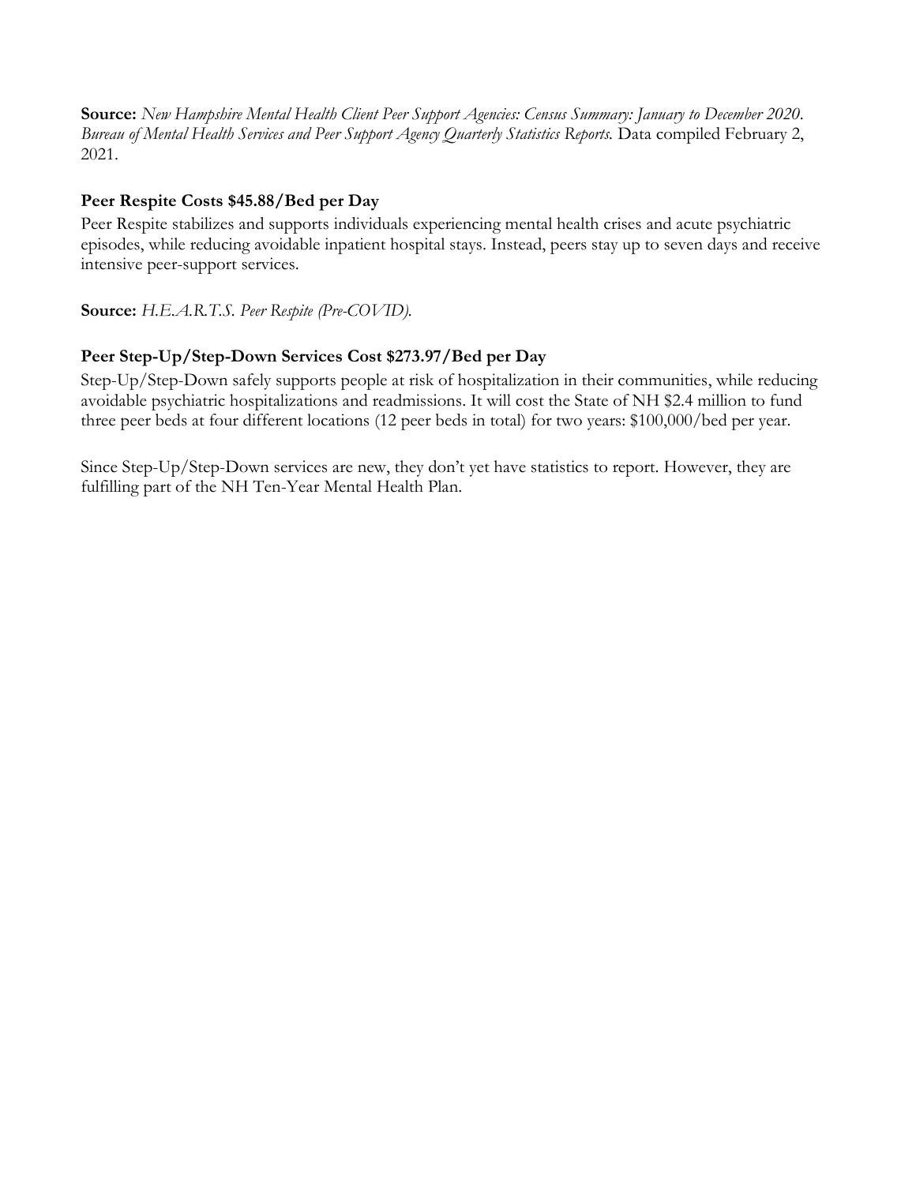**Source:** *New Hampshire Mental Health Client Peer Support Agencies: Census Summary: January to December 2020. Bureau of Mental Health Services and Peer Support Agency Quarterly Statistics Reports.* Data compiled February 2, 2021.

### Peer Respite Costs $45.88/Bed per Day

Peer Respite stabilizes and supports individuals experiencing mental health crises and acute psychiatric episodes, while reducing avoidable inpatient hospital stays. Instead, peers stay up to seven days and receive intensive peer-support services.

**Source:** *H.E.A.R.T.S. Peer Respite (Pre-COVID).*

### Peer Step-Up/Step-Down Services Cost $273.97/Bed per Day

Step-Up/Step-Down safely supports people at risk of hospitalization in their communities, while reducing avoidable psychiatric hospitalizations and readmissions. It will cost the State of NH $2.4 million to fund three peer beds at four different locations (12 peer beds in total) for two years: $100,000/bed per year.

Since Step-Up/Step-Down services are new, they don't yet have statistics to report. However, they are fulfilling part of the NH Ten-Year Mental Health Plan.